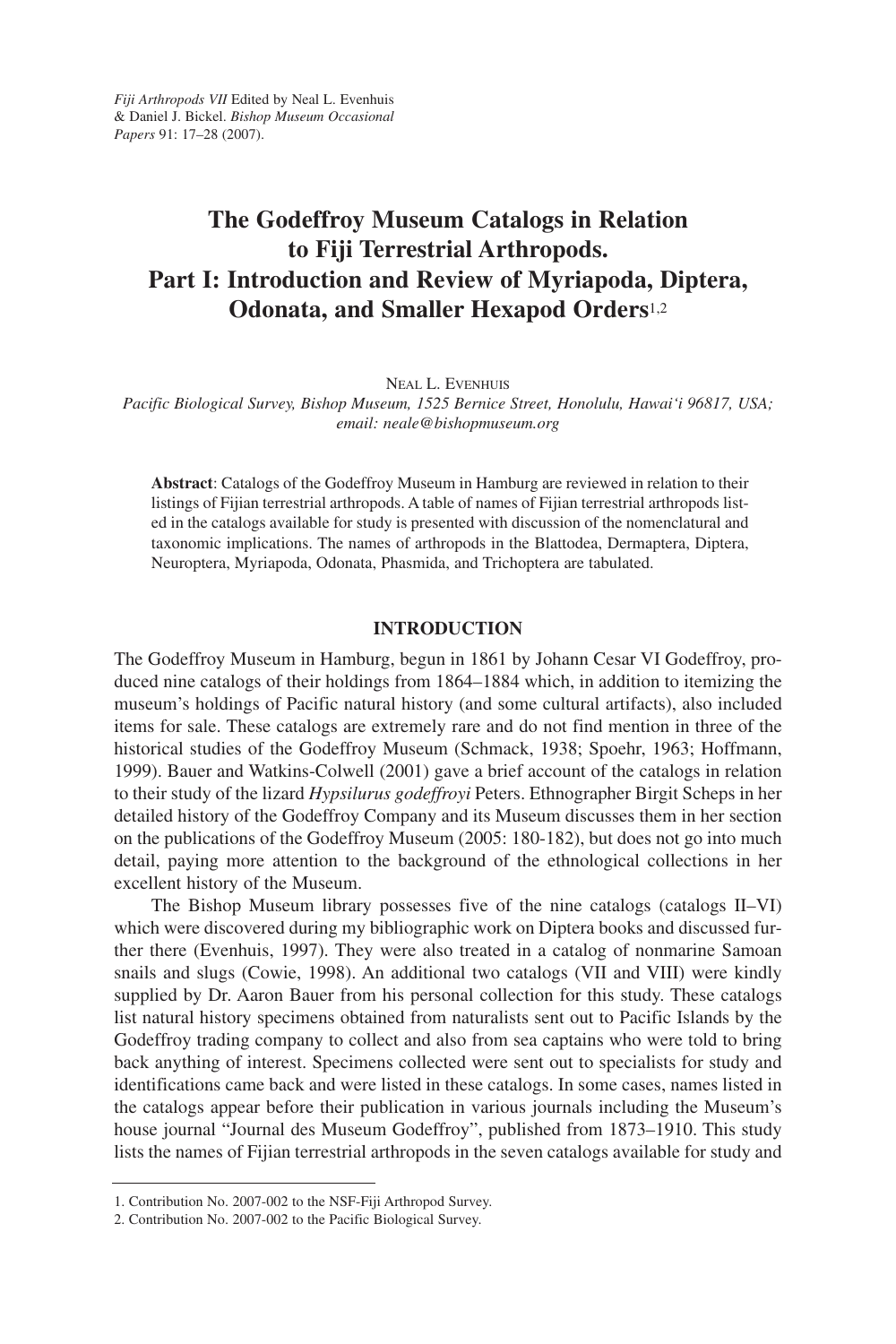*Fiji Arthropods VII* Edited by Neal L. Evenhuis & Daniel J. Bickel. *Bishop Museum Occasional Papers* 91: 17–28 (2007).

# The Godeffroy Museum Catalogs in Relation to Fiji Terrestrial Arthropods. Part I: Introduction and Review of Myriapoda, Diptera, Odonata, and Smaller Hexapod Orders[1,2]

NEAL L. EVENHUIS

*Pacific Biological Survey, Bishop Museum, 1525 Bernice Street, Honolulu, Hawai'i 96817, USA; email: neale@bishopmuseum.org*

**Abstract**: Catalogs of the Godeffroy Museum in Hamburg are reviewed in relation to their listings of Fijian terrestrial arthropods. A table of names of Fijian terrestrial arthropods listed in the catalogs available for study is presented with discussion of the nomenclatural and taxonomic implications. The names of arthropods in the Blattodea, Dermaptera, Diptera, Neuroptera, Myriapoda, Odonata, Phasmida, and Trichoptera are tabulated.

## INTRODUCTION

The Godeffroy Museum in Hamburg, begun in 1861 by Johann Cesar VI Godeffroy, produced nine catalogs of their holdings from 1864–1884 which, in addition to itemizing the museum's holdings of Pacific natural history (and some cultural artifacts), also included items for sale. These catalogs are extremely rare and do not find mention in three of the historical studies of the Godeffroy Museum (Schmack, 1938; Spoehr, 1963; Hoffmann, 1999). Bauer and Watkins-Colwell (2001) gave a brief account of the catalogs in relation to their study of the lizard *Hypsilurus godeffroyi* Peters. Ethnographer Birgit Scheps in her detailed history of the Godeffroy Company and its Museum discusses them in her section on the publications of the Godeffroy Museum (2005: 180-182), but does not go into much detail, paying more attention to the background of the ethnological collections in her excellent history of the Museum.

The Bishop Museum library possesses five of the nine catalogs (catalogs II–VI) which were discovered during my bibliographic work on Diptera books and discussed further there (Evenhuis, 1997). They were also treated in a catalog of nonmarine Samoan snails and slugs (Cowie, 1998). An additional two catalogs (VII and VIII) were kindly supplied by Dr. Aaron Bauer from his personal collection for this study. These catalogs list natural history specimens obtained from naturalists sent out to Pacific Islands by the Godeffroy trading company to collect and also from sea captains who were told to bring back anything of interest. Specimens collected were sent out to specialists for study and identifications came back and were listed in these catalogs. In some cases, names listed in the catalogs appear before their publication in various journals including the Museum's house journal "Journal des Museum Godeffroy", published from 1873–1910. This study lists the names of Fijian terrestrial arthropods in the seven catalogs available for study and

---

1. Contribution No. 2007-002 to the NSF-Fiji Arthropod Survey.
2. Contribution No. 2007-002 to the Pacific Biological Survey.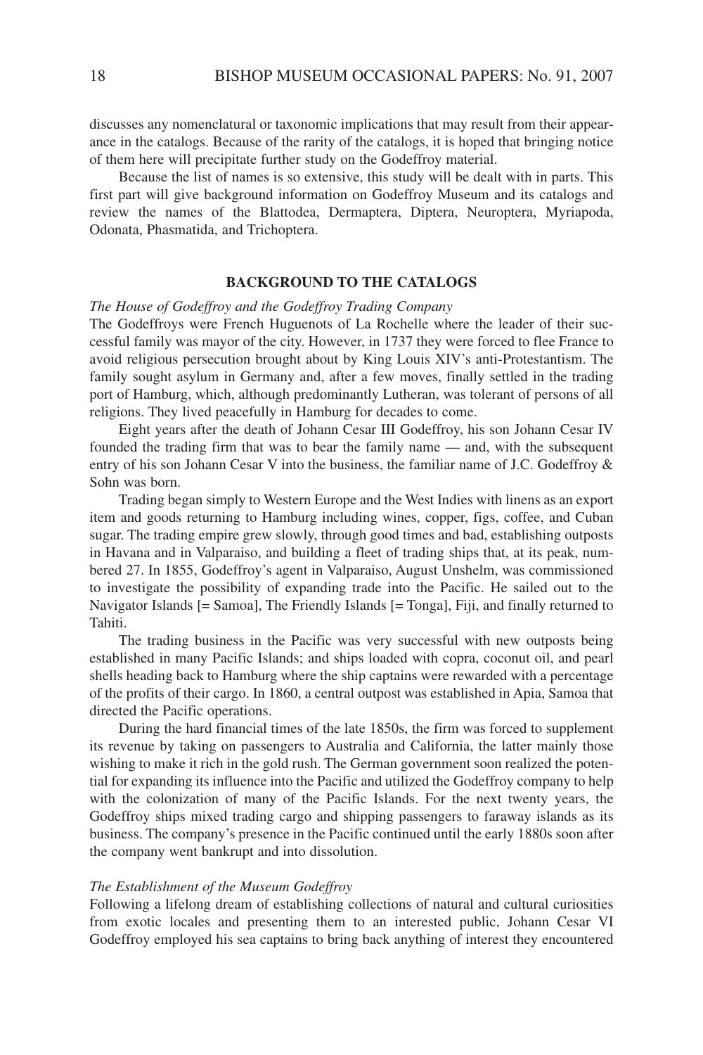discusses any nomenclatural or taxonomic implications that may result from their appearance in the catalogs. Because of the rarity of the catalogs, it is hoped that bringing notice of them here will precipitate further study on the Godeffroy material.

Because the list of names is so extensive, this study will be dealt with in parts. This first part will give background information on Godeffroy Museum and its catalogs and review the names of the Blattodea, Dermaptera, Diptera, Neuroptera, Myriapoda, Odonata, Phasmatida, and Trichoptera.

## BACKGROUND TO THE CATALOGS

*The House of Godeffroy and the Godeffroy Trading Company*

The Godeffroys were French Huguenots of La Rochelle where the leader of their successful family was mayor of the city. However, in 1737 they were forced to flee France to avoid religious persecution brought about by King Louis XIV's anti-Protestantism. The family sought asylum in Germany and, after a few moves, finally settled in the trading port of Hamburg, which, although predominantly Lutheran, was tolerant of persons of all religions. They lived peacefully in Hamburg for decades to come.

Eight years after the death of Johann Cesar III Godeffroy, his son Johann Cesar IV founded the trading firm that was to bear the family name — and, with the subsequent entry of his son Johann Cesar V into the business, the familiar name of J.C. Godeffroy & Sohn was born.

Trading began simply to Western Europe and the West Indies with linens as an export item and goods returning to Hamburg including wines, copper, figs, coffee, and Cuban sugar. The trading empire grew slowly, through good times and bad, establishing outposts in Havana and in Valparaiso, and building a fleet of trading ships that, at its peak, numbered 27. In 1855, Godeffroy's agent in Valparaiso, August Unshelm, was commissioned to investigate the possibility of expanding trade into the Pacific. He sailed out to the Navigator Islands [= Samoa], The Friendly Islands [= Tonga], Fiji, and finally returned to Tahiti.

The trading business in the Pacific was very successful with new outposts being established in many Pacific Islands; and ships loaded with copra, coconut oil, and pearl shells heading back to Hamburg where the ship captains were rewarded with a percentage of the profits of their cargo. In 1860, a central outpost was established in Apia, Samoa that directed the Pacific operations.

During the hard financial times of the late 1850s, the firm was forced to supplement its revenue by taking on passengers to Australia and California, the latter mainly those wishing to make it rich in the gold rush. The German government soon realized the potential for expanding its influence into the Pacific and utilized the Godeffroy company to help with the colonization of many of the Pacific Islands. For the next twenty years, the Godeffroy ships mixed trading cargo and shipping passengers to faraway islands as its business. The company's presence in the Pacific continued until the early 1880s soon after the company went bankrupt and into dissolution.

*The Establishment of the Museum Godeffroy*

Following a lifelong dream of establishing collections of natural and cultural curiosities from exotic locales and presenting them to an interested public, Johann Cesar VI Godeffroy employed his sea captains to bring back anything of interest they encountered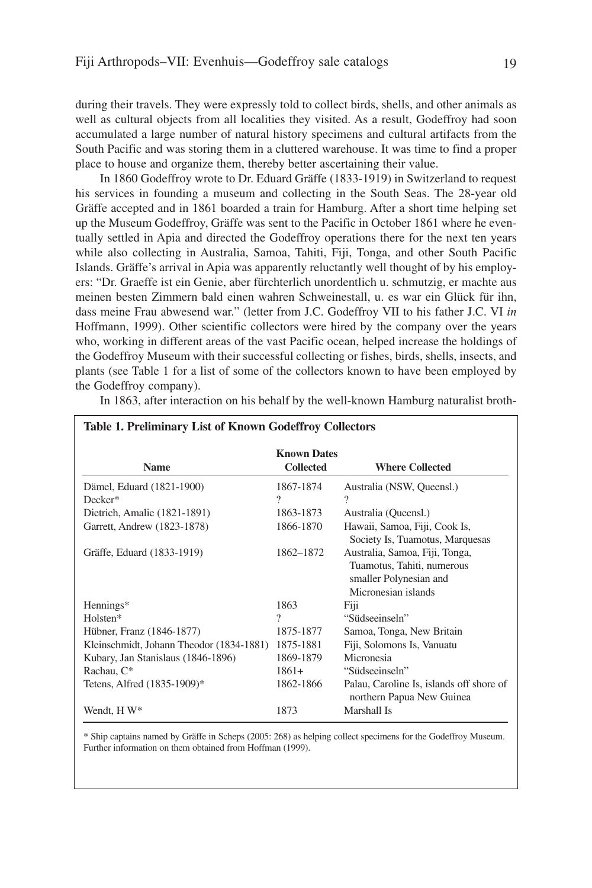during their travels. They were expressly told to collect birds, shells, and other animals as well as cultural objects from all localities they visited. As a result, Godeffroy had soon accumulated a large number of natural history specimens and cultural artifacts from the South Pacific and was storing them in a cluttered warehouse. It was time to find a proper place to house and organize them, thereby better ascertaining their value.

In 1860 Godeffroy wrote to Dr. Eduard Gräffe (1833-1919) in Switzerland to request his services in founding a museum and collecting in the South Seas. The 28-year old Gräffe accepted and in 1861 boarded a train for Hamburg. After a short time helping set up the Museum Godeffroy, Gräffe was sent to the Pacific in October 1861 where he eventually settled in Apia and directed the Godeffroy operations there for the next ten years while also collecting in Australia, Samoa, Tahiti, Fiji, Tonga, and other South Pacific Islands. Gräffe's arrival in Apia was apparently reluctantly well thought of by his employers: "Dr. Graeffe ist ein Genie, aber fürchterlich unordentlich u. schmutzig, er machte aus meinen besten Zimmern bald einen wahren Schweinestall, u. es war ein Glück für ihn, dass meine Frau abwesend war." (letter from J.C. Godeffroy VII to his father J.C. VI *in* Hoffmann, 1999). Other scientific collectors were hired by the company over the years who, working in different areas of the vast Pacific ocean, helped increase the holdings of the Godeffroy Museum with their successful collecting or fishes, birds, shells, insects, and plants (see Table 1 for a list of some of the collectors known to have been employed by the Godeffroy company).

In 1863, after interaction on his behalf by the well-known Hamburg naturalist broth-

**Table 1. Preliminary List of Known Godeffroy Collectors**

| Name | Known Dates Collected | Where Collected |
|---|---|---|
| Dämel, Eduard (1821-1900) | 1867-1874 | Australia (NSW, Queensl.) |
| Decker* | ? | ? |
| Dietrich, Amalie (1821-1891) | 1863-1873 | Australia (Queensl.) |
| Garrett, Andrew (1823-1878) | 1866-1870 | Hawaii, Samoa, Fiji, Cook Is, Society Is, Tuamotus, Marquesas |
| Gräffe, Eduard (1833-1919) | 1862–1872 | Australia, Samoa, Fiji, Tonga, Tuamotus, Tahiti, numerous smaller Polynesian and Micronesian islands |
| Hennings* | 1863 | Fiji |
| Holsten* | ? | "Südseeinseln" |
| Hübner, Franz (1846-1877) | 1875-1877 | Samoa, Tonga, New Britain |
| Kleinschmidt, Johann Theodor (1834-1881) | 1875-1881 | Fiji, Solomons Is, Vanuatu |
| Kubary, Jan Stanislaus (1846-1896) | 1869-1879 | Micronesia |
| Rachau, C* | 1861+ | "Südseeinseln" |
| Tetens, Alfred (1835-1909)* | 1862-1866 | Palau, Caroline Is, islands off shore of northern Papua New Guinea |
| Wendt, H W* | 1873 | Marshall Is |

\* Ship captains named by Gräffe in Scheps (2005: 268) as helping collect specimens for the Godeffroy Museum. Further information on them obtained from Hoffman (1999).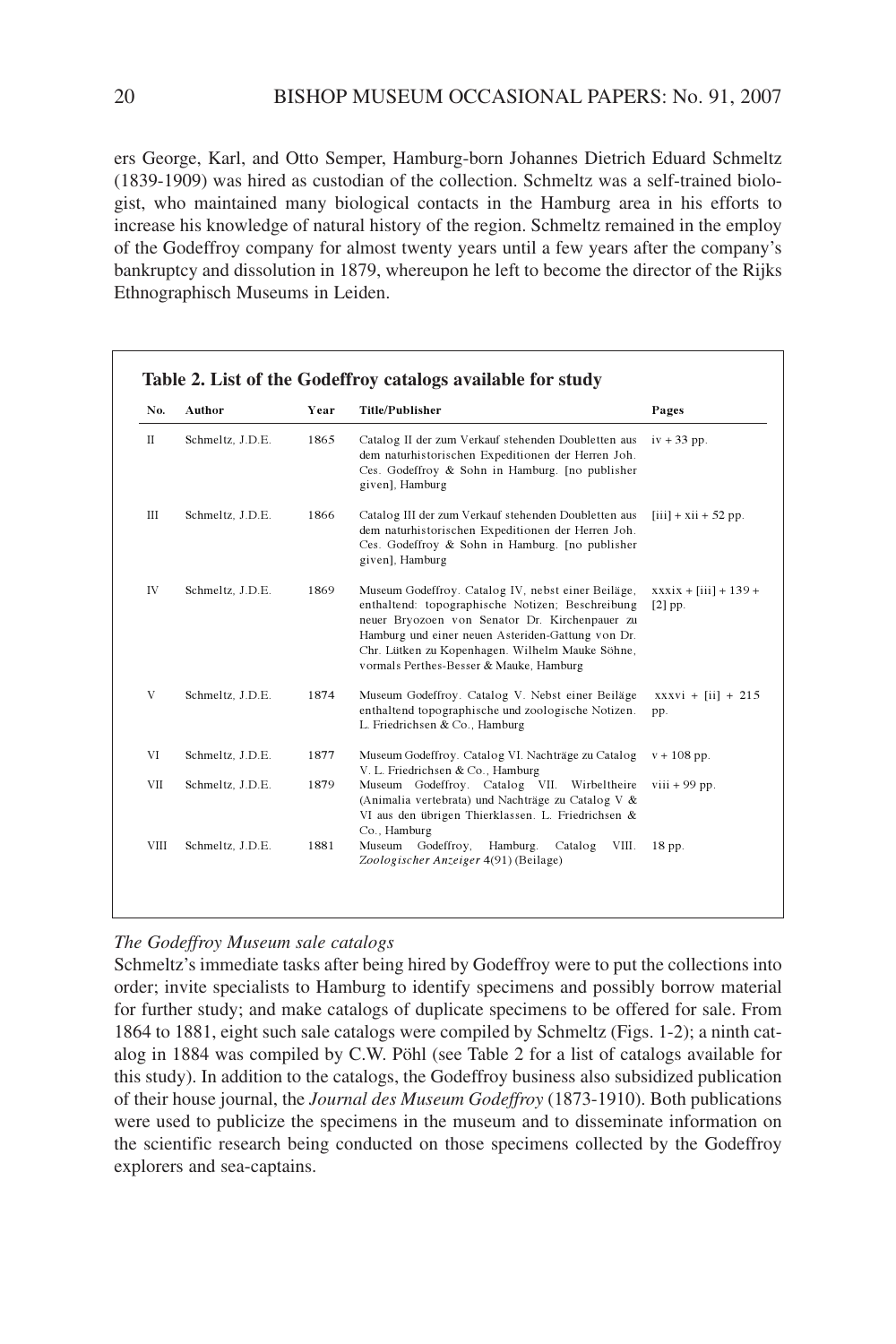ers George, Karl, and Otto Semper, Hamburg-born Johannes Dietrich Eduard Schmeltz (1839-1909) was hired as custodian of the collection. Schmeltz was a self-trained biologist, who maintained many biological contacts in the Hamburg area in his efforts to increase his knowledge of natural history of the region. Schmeltz remained in the employ of the Godeffroy company for almost twenty years until a few years after the company's bankruptcy and dissolution in 1879, whereupon he left to become the director of the Rijks Ethnographisch Museums in Leiden.

**Table 2. List of the Godeffroy catalogs available for study**

| No. | Author | Year | Title/Publisher | Pages |
|---|---|---|---|---|
| II | Schmeltz, J.D.E. | 1865 | Catalog II der zum Verkauf stehenden Doubletten aus dem naturhistorischen Expeditionen der Herren Joh. Ces. Godeffroy & Sohn in Hamburg. [no publisher given], Hamburg | iv + 33 pp. |
| III | Schmeltz, J.D.E. | 1866 | Catalog III der zum Verkauf stehenden Doubletten aus dem naturhistorischen Expeditionen der Herren Joh. Ces. Godeffroy & Sohn in Hamburg. [no publisher given], Hamburg | [iii] + xii + 52 pp. |
| IV | Schmeltz, J.D.E. | 1869 | Museum Godeffroy. Catalog IV, nebst einer Beiläge, enthaltend: topographische Notizen; Beschreibung neuer Bryozoen von Senator Dr. Kirchenpauer zu Hamburg und einer neuen Asteriden-Gattung von Dr. Chr. Lütken zu Kopenhagen. Wilhelm Mauke Söhne, vormals Perthes-Besser & Mauke, Hamburg | xxxix + [iii] + 139 + [2] pp. |
| V | Schmeltz, J.D.E. | 1874 | Museum Godeffroy. Catalog V. Nebst einer Beiläge enthaltend topographische und zoologische Notizen. L. Friedrichsen & Co., Hamburg | xxxvi + [ii] + 215 pp. |
| VI | Schmeltz, J.D.E. | 1877 | Museum Godeffroy. Catalog VI. Nachträge zu Catalog V. L. Friedrichsen & Co., Hamburg | v + 108 pp. |
| VII | Schmeltz, J.D.E. | 1879 | Museum Godeffroy. Catalog VII. Wirbeltheire (Animalia vertebrata) und Nachträge zu Catalog V & VI aus den übrigen Thierklassen. L. Friedrichsen & Co., Hamburg | viii + 99 pp. |
| VIII | Schmeltz, J.D.E. | 1881 | Museum Godeffroy, Hamburg. Catalog VIII. *Zoologischer Anzeiger* 4(91) (Beilage) | 18 pp. |

*The Godeffroy Museum sale catalogs*

Schmeltz's immediate tasks after being hired by Godeffroy were to put the collections into order; invite specialists to Hamburg to identify specimens and possibly borrow material for further study; and make catalogs of duplicate specimens to be offered for sale. From 1864 to 1881, eight such sale catalogs were compiled by Schmeltz (Figs. 1-2); a ninth catalog in 1884 was compiled by C.W. Pöhl (see Table 2 for a list of catalogs available for this study). In addition to the catalogs, the Godeffroy business also subsidized publication of their house journal, the *Journal des Museum Godeffroy* (1873-1910). Both publications were used to publicize the specimens in the museum and to disseminate information on the scientific research being conducted on those specimens collected by the Godeffroy explorers and sea-captains.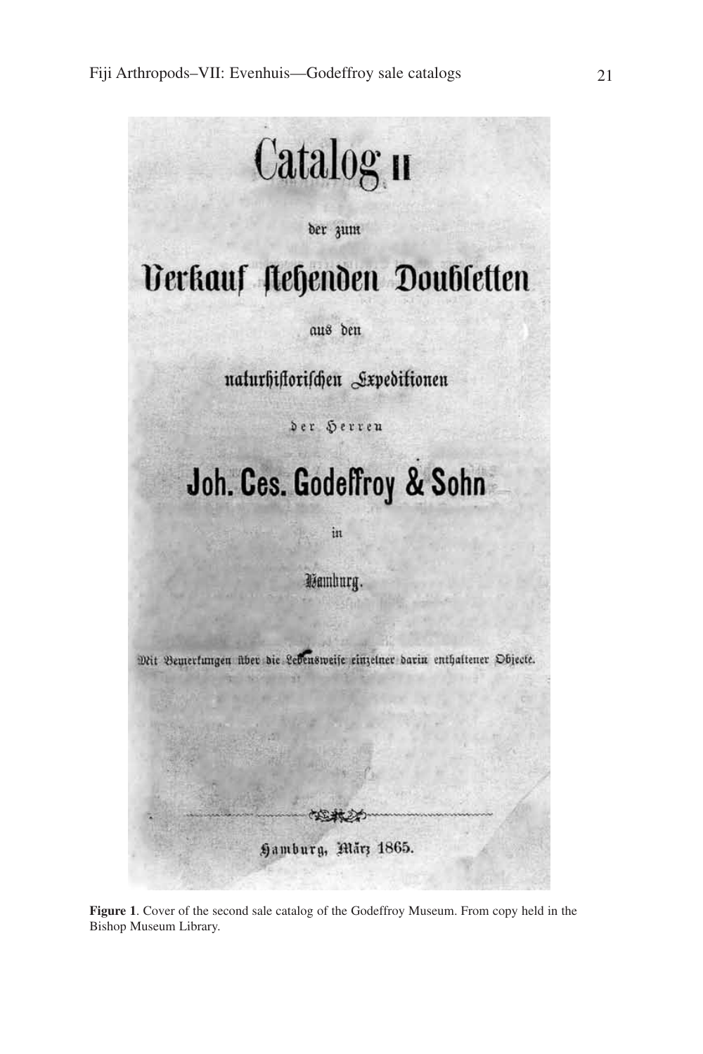Catalog II

der zum

Verkauf stehenden Doubletten

aus den

naturhistorischen Expeditionen

der Herren

Joh. Ces. Godeffroy & Sohn

in

Hamburg.

Mit Bemerkungen über die Lebensweise einzelner darin enthaltener Objecte.

Hamburg, März 1865.

**Figure 1**. Cover of the second sale catalog of the Godeffroy Museum. From copy held in the Bishop Museum Library.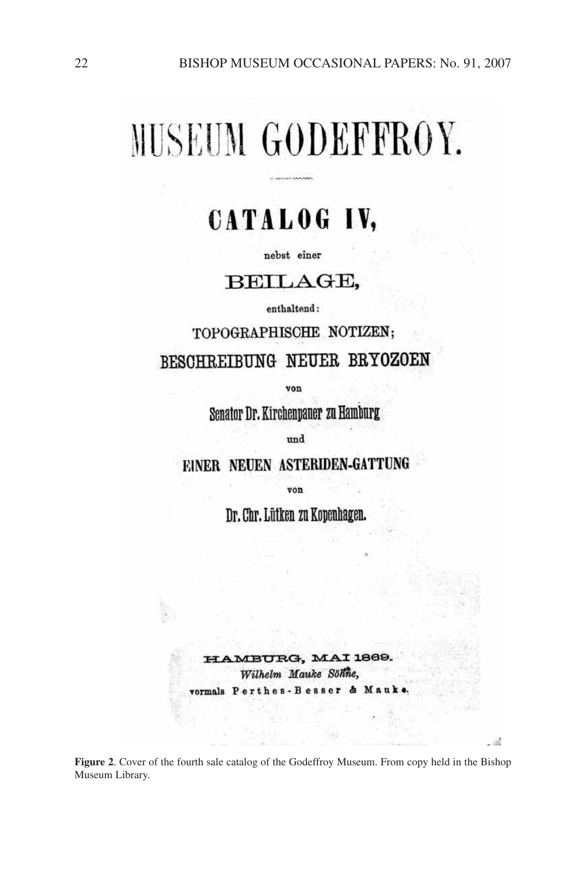# MUSEUM GODEFFROY.

## CATALOG IV,

nebst einer

## BEILAGE,

enthaltend:

TOPOGRAPHISCHE NOTIZEN;

BESCHREIBUNG NEUER BRYOZOEN

von

Senator Dr. Kirchenpauer zu Hamburg

und

EINER NEUEN ASTERIDEN-GATTUNG

von

Dr. Chr. Lütken zu Kopenhagen.

HAMBURG, MAI 1869.

*Wilhelm Mauke Söhne,*

vormals Perthes-Besser & Mauke.

**Figure 2**. Cover of the fourth sale catalog of the Godeffroy Museum. From copy held in the Bishop Museum Library.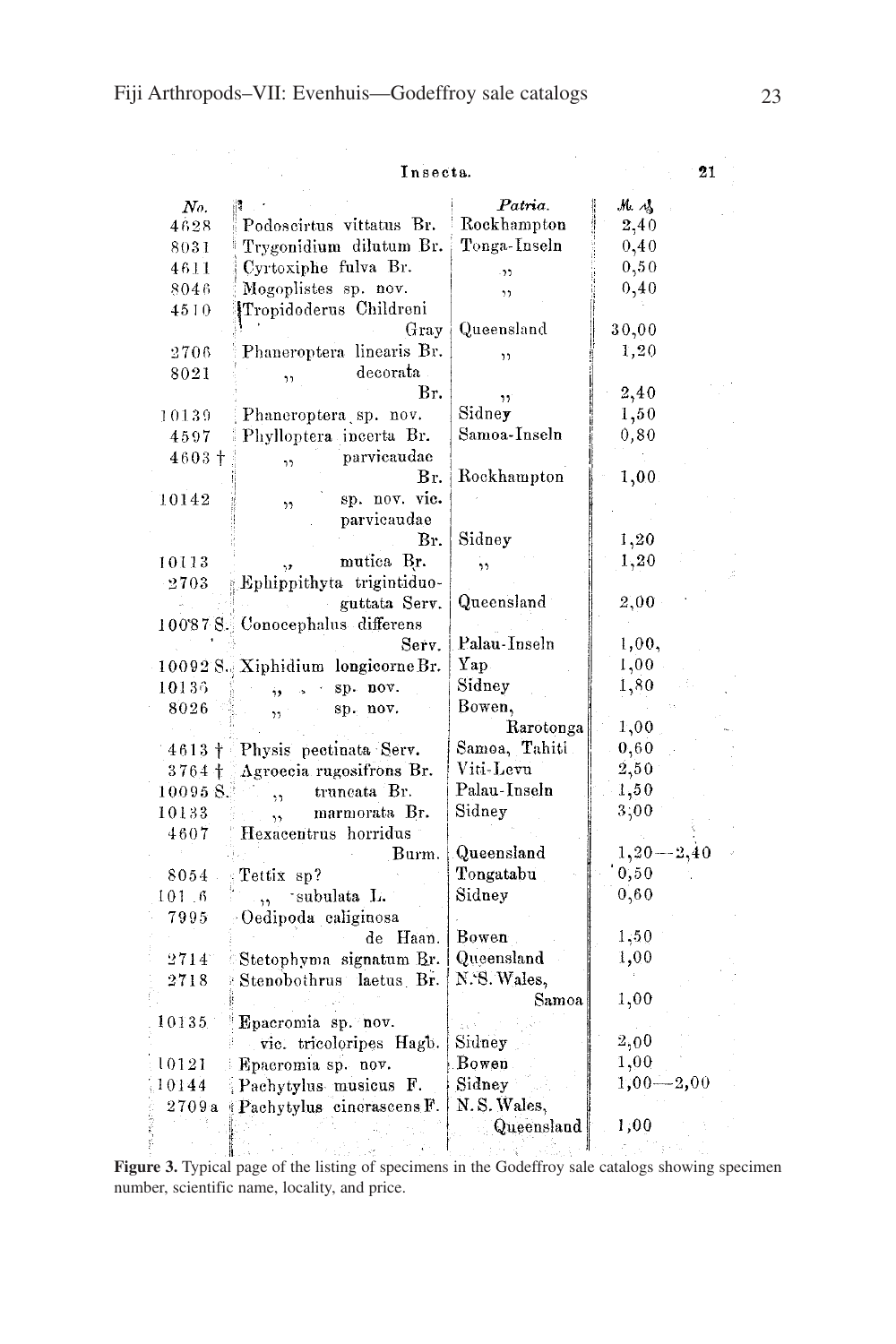Insecta. 21

| No. | | Patria. | M. ₰ |
|---|---|---|---|
| 4628 | Podoscirtus vittatus Br. | Rockhampton | 2,40 |
| 8031 | Trygonidium dilutum Br. | Tonga-Inseln | 0,40 |
| 4611 | Cyrtoxiphe fulva Br. | ,, | 0,50 |
| 8046 | Mogoplistes sp. nov. | ,, | 0,40 |
| 4510 | Tropidoderus Childreni Gray | Queensland | 30,00 |
| 2706 | Phaneroptera linearis Br. | ,, | 1,20 |
| 8021 | ,, decorata Br. | ,, | 2,40 |
| 10139 | Phaneroptera sp. nov. | Sidney | 1,50 |
| 4597 | Phylloptera incerta Br. | Samoa-Inseln | 0,80 |
| 4603 † | ,, parvicaudae Br. | Rockhampton | 1,00 |
| 10142 | ,, sp. nov. vic. parvicaudae Br. | Sidney | 1,20 |
| 10113 | ,, mutica Br. | ,, | 1,20 |
| 2703 | Ephippithyta trigintiduo-guttata Serv. | Queensland | 2,00 |
| 10087 S. | Conocephalus differens Serv. | Palau-Inseln | 1,00, |
| 10092 S. | Xiphidium longicorne Br. | Yap | 1,00 |
| 10136 | ,, sp. nov. | Sidney | 1,80 |
| 8026 | ,, sp. nov. | Bowen, Rarotonga | 1,00 |
| 4613 † | Physis pectinata Serv. | Samoa, Tahiti | 0,60 |
| 3764 † | Agroecia rugosifrons Br. | Viti-Levu | 2,50 |
| 10095 S. | ,, truncata Br. | Palau-Inseln | 1,50 |
| 10133 | ,, marmorata Br. | Sidney | 3,00 |
| 4607 | Hexacentrus horridus Burm. | Queensland | 1,20—2,40 |
| 8054 | Tettix sp? | Tongatabu | 0,50 |
| 101.6 | ,, subulata L. | Sidney | 0,60 |
| 7995 | Oedipoda caliginosa de Haan. | Bowen | 1,50 |
| 2714 | Stetophyma signatum Br. | Queensland | 1,00 |
| 2718 | Stenobothrus laetus Br. | N. S. Wales, Samoa | 1,00 |
| 10135 | Epacromia sp. nov. vic. tricoloripes Hagb. | Sidney | 2,00 |
| 10121 | Epacromia sp. nov. | Bowen | 1,00 |
| 10144 | Pachytylus musicus F. | Sidney | 1,00—2,00 |
| 2709 a | Pachytylus cinerascens F. | N. S. Wales, Queensland | 1,00 |

**Figure 3.** Typical page of the listing of specimens in the Godeffroy sale catalogs showing specimen number, scientific name, locality, and price.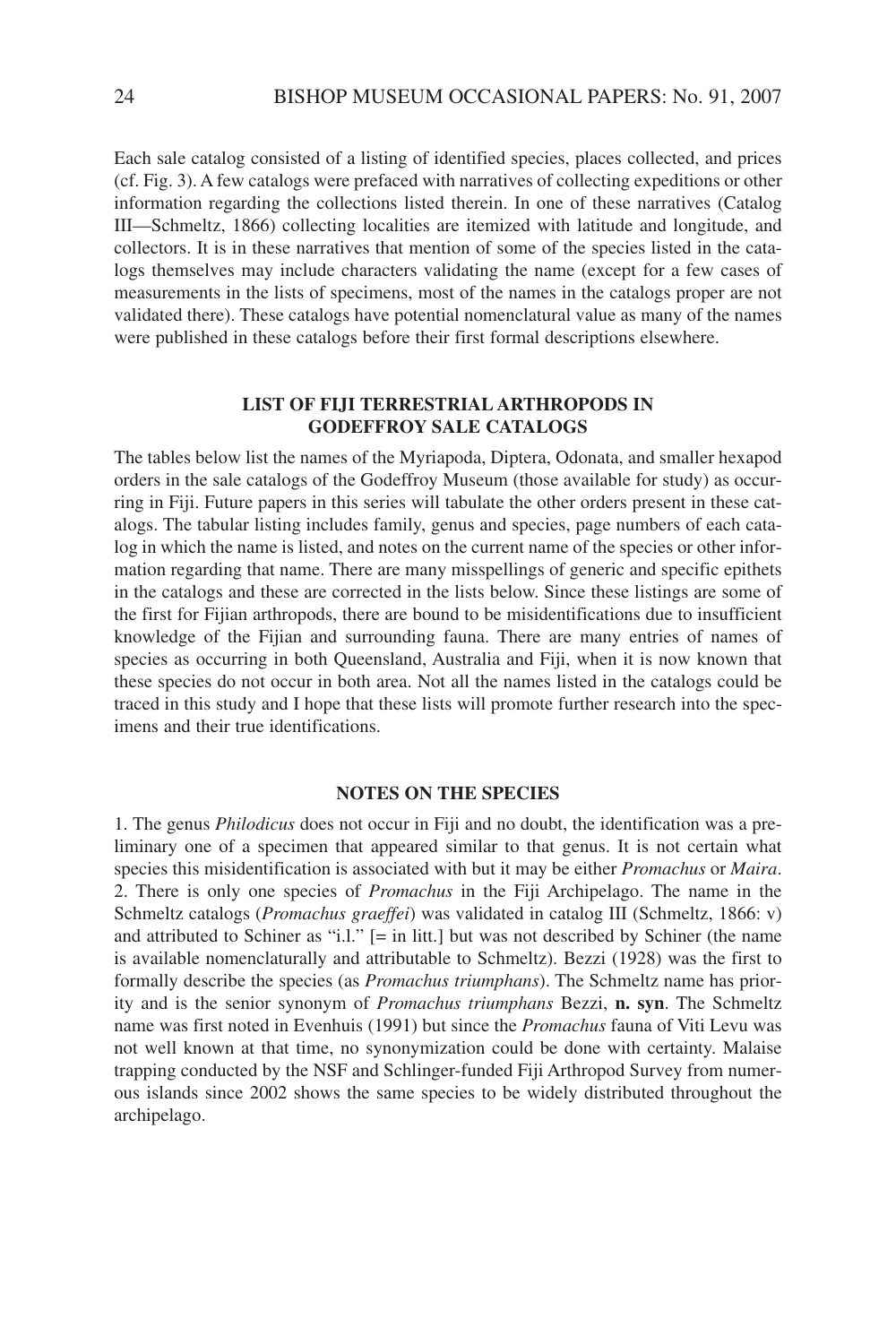Each sale catalog consisted of a listing of identified species, places collected, and prices (cf. Fig. 3). A few catalogs were prefaced with narratives of collecting expeditions or other information regarding the collections listed therein. In one of these narratives (Catalog III—Schmeltz, 1866) collecting localities are itemized with latitude and longitude, and collectors. It is in these narratives that mention of some of the species listed in the catalogs themselves may include characters validating the name (except for a few cases of measurements in the lists of specimens, most of the names in the catalogs proper are not validated there). These catalogs have potential nomenclatural value as many of the names were published in these catalogs before their first formal descriptions elsewhere.

## LIST OF FIJI TERRESTRIAL ARTHROPODS IN GODEFFROY SALE CATALOGS

The tables below list the names of the Myriapoda, Diptera, Odonata, and smaller hexapod orders in the sale catalogs of the Godeffroy Museum (those available for study) as occurring in Fiji. Future papers in this series will tabulate the other orders present in these catalogs. The tabular listing includes family, genus and species, page numbers of each catalog in which the name is listed, and notes on the current name of the species or other information regarding that name. There are many misspellings of generic and specific epithets in the catalogs and these are corrected in the lists below. Since these listings are some of the first for Fijian arthropods, there are bound to be misidentifications due to insufficient knowledge of the Fijian and surrounding fauna. There are many entries of names of species as occurring in both Queensland, Australia and Fiji, when it is now known that these species do not occur in both area. Not all the names listed in the catalogs could be traced in this study and I hope that these lists will promote further research into the specimens and their true identifications.

## NOTES ON THE SPECIES

1. The genus *Philodicus* does not occur in Fiji and no doubt, the identification was a preliminary one of a specimen that appeared similar to that genus. It is not certain what species this misidentification is associated with but it may be either *Promachus* or *Maira*.
2. There is only one species of *Promachus* in the Fiji Archipelago. The name in the Schmeltz catalogs (*Promachus graeffei*) was validated in catalog III (Schmeltz, 1866: v) and attributed to Schiner as "i.l." [= in litt.] but was not described by Schiner (the name is available nomenclaturally and attributable to Schmeltz). Bezzi (1928) was the first to formally describe the species (as *Promachus triumphans*). The Schmeltz name has priority and is the senior synonym of *Promachus triumphans* Bezzi, **n. syn**. The Schmeltz name was first noted in Evenhuis (1991) but since the *Promachus* fauna of Viti Levu was not well known at that time, no synonymization could be done with certainty. Malaise trapping conducted by the NSF and Schlinger-funded Fiji Arthropod Survey from numerous islands since 2002 shows the same species to be widely distributed throughout the archipelago.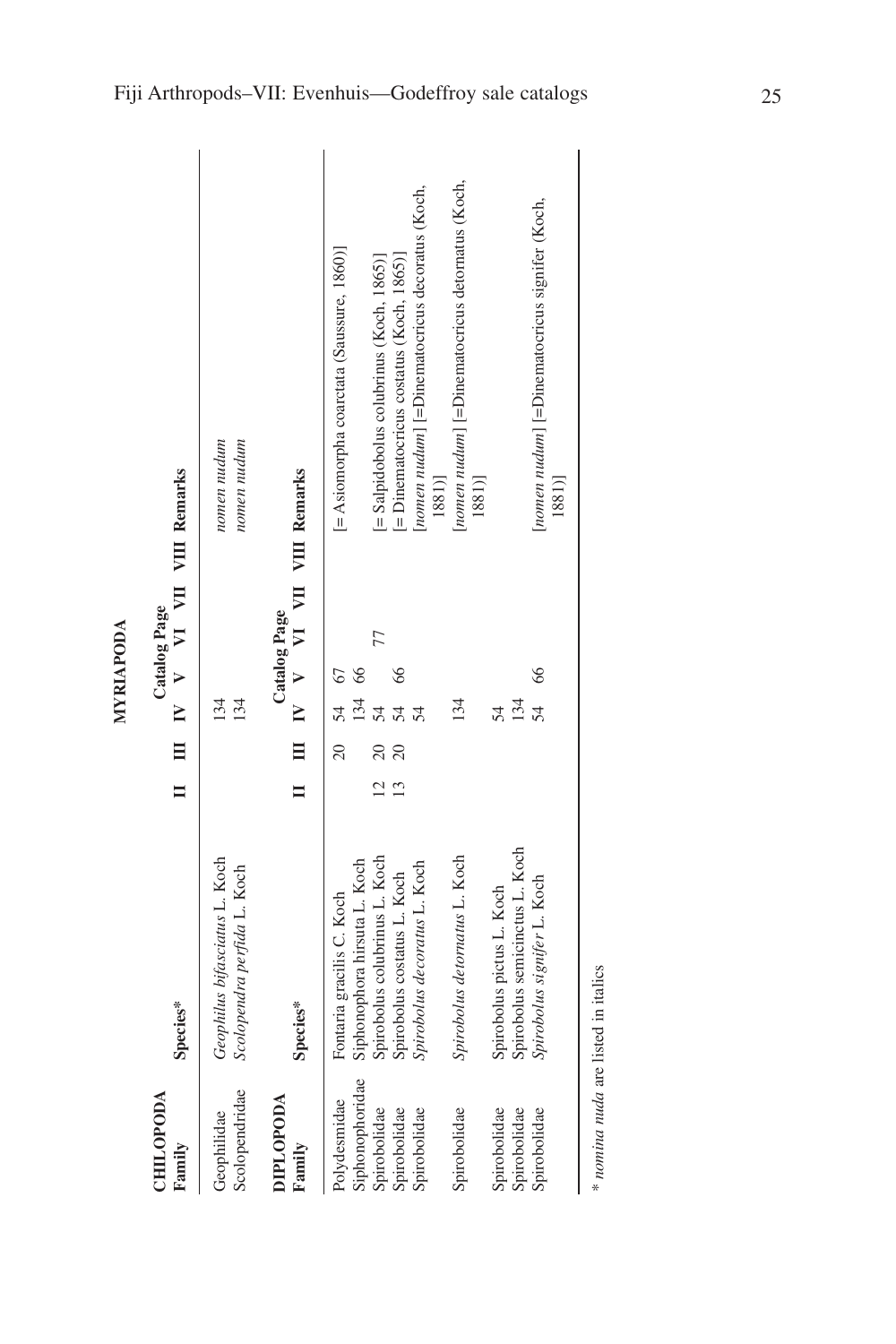# MYRIAPODA

| CHILOPODA Family | Species* | Catalog Page II | III | IV | V | VI | VII | VIII | Remarks |
|---|---|---|---|---|---|---|---|---|---|
| Geophilidae | *Geophilus bifasciatus* L. Koch | | | 134 | | | | | *nomen nudum* |
| Scolopendridae | *Scolopendra perfida* L. Koch | | | 134 | | | | | *nomen nudum* |

| DIPLOPODA Family | Species* | Catalog Page II | III | IV | V | VI | VII | VIII | Remarks |
|---|---|---|---|---|---|---|---|---|---|
| Polydesmidae | Fontaria gracilis C. Koch | | 20 | 54 | 67 | | | | [= Asiomorpha coarctata (Saussure, 1860)] |
| Siphonophoridae | Siphonophora hirsuta L. Koch | | | 134 | 66 | | | | |
| Spirobolidae | Spirobolus colubrinus L. Koch | 12 | 20 | 54 | | 77 | | | [= Salpidobolus colubrinus (Koch, 1865)] |
| Spirobolidae | Spirobolus costatus L. Koch | 13 | 20 | 54 | 66 | | | | [= Dinematocricus costatus (Koch, 1865)] |
| Spirobolidae | *Spirobolus decoratus* L. Koch | | | 54 | | | | | [*nomen nudum*] [=Dinematocricus decoratus (Koch, 1881)] |
| Spirobolidae | *Spirobolus detornatus* L. Koch | | | 134 | | | | | [*nomen nudum*] [=Dinematocricus detornatus (Koch, 1881)] |
| Spirobolidae | Spirobolus pictus L. Koch | | | 54 | | | | | |
| Spirobolidae | Spirobolus semicinctus L. Koch | | | 134 | | | | | |
| Spirobolidae | *Spirobolus signifer* L. Koch | | | 54 | 66 | | | | [*nomen nudum*] [=Dinematocricus signifer (Koch, 1881)] |

\* *nomina nuda* are listed in italics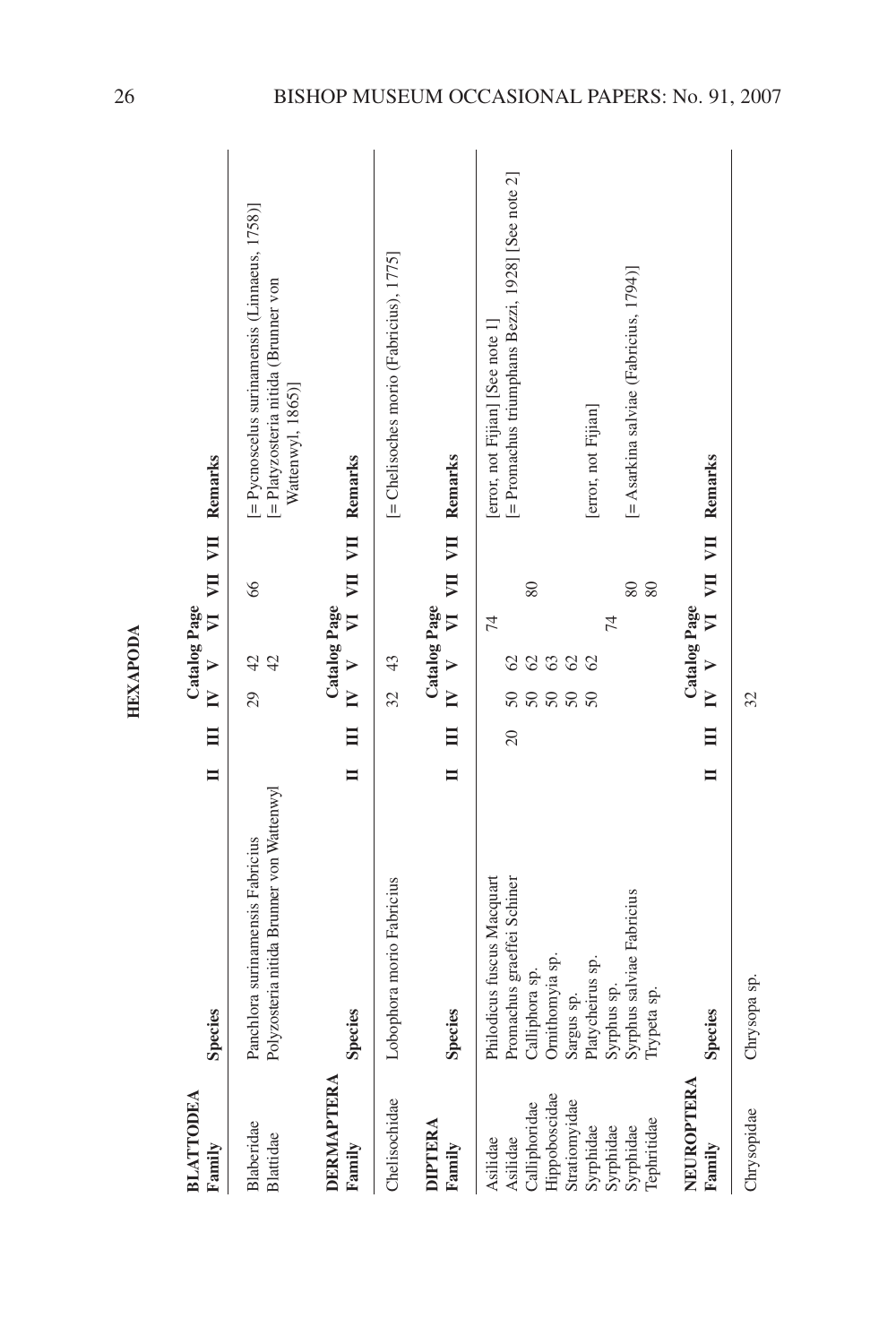## HEXAPODA

**BLATTODEA**

| Family | Species | II | III | IV | V | VI | VII | VII | Remarks |
|---|---|---|---|---|---|---|---|---|---|
| | | | | Catalog Page | | | | | |
| Blaberidae | Panchlora surinamensis Fabricius | | | 29 | 42 | | 66 | | [= Pycnoscelus surinamensis (Linnaeus, 1758)] |
| Blattidae | Polyzosteria nitida Brunner von Wattenwyl | | | | 42 | | | | [= Platyzosteria nitida (Brunner von Wattenwyl, 1865)] |

**DERMAPTERA**

| Family | Species | II | III | IV | V | VI | VII | VII | Remarks |
|---|---|---|---|---|---|---|---|---|---|
| | | | | Catalog Page | | | | | |
| Chelisochidae | Lobophora morio Fabricius | | | 32 | 43 | | | | [= Chelisoches morio (Fabricius), 1775] |

**DIPTERA**

| Family | Species | II | III | IV | V | VI | VII | VII | Remarks |
|---|---|---|---|---|---|---|---|---|---|
| | | | | Catalog Page | | | | | |
| Asilidae | Philodicus fuscus Macquart | | | | | 74 | | | [error, not Fijian] [See note 1] |
| Asilidae | Promachus graeffei Schiner | | 20 | 50 | 62 | | | | [= Promachus triumphans Bezzi, 1928] [See note 2] |
| Calliphoridae | Calliphora sp. | | | 50 | 62 | | 80 | | |
| Hippoboscidae | Ornithomyia sp. | | | 50 | 63 | | | | |
| Stratiomyidae | Sargus sp. | | | 50 | 62 | | | | |
| Syrphidae | Platycheirus sp. | | | 50 | 62 | | | | [error, not Fijian] |
| Syrphidae | Syrphus sp. | | | | | 74 | | | |
| Syrphidae | Syrphus salviae Fabricius | | | | | | 80 | | [= Asarkina salviae (Fabricius, 1794)] |
| Tephritidae | Trypeta sp. | | | | | | 80 | | |

**NEUROPTERA**

| Family | Species | II | III | IV | V | VI | VII | VII | Remarks |
|---|---|---|---|---|---|---|---|---|---|
| | | | | Catalog Page | | | | | |
| Chrysopidae | Chrysopa sp. | | | 32 | | | | | |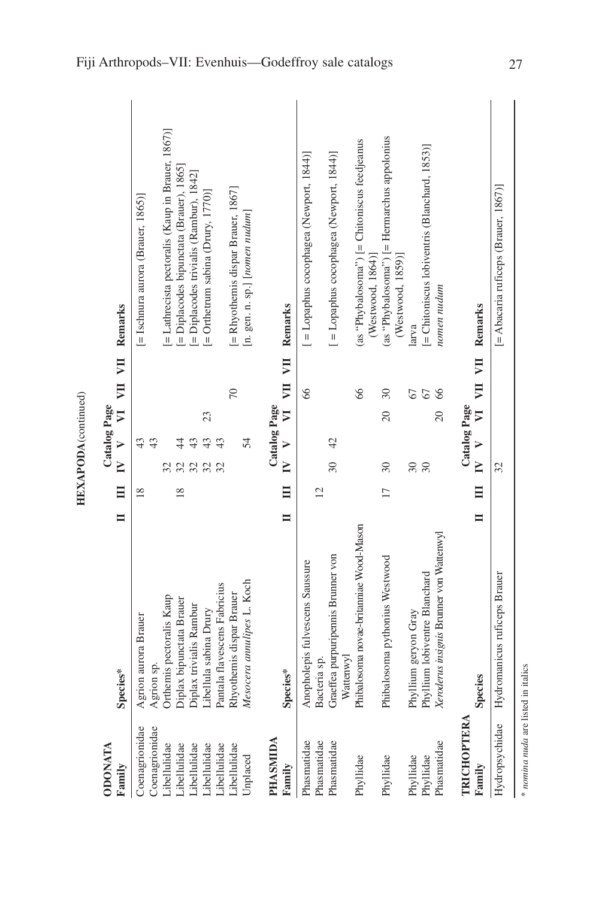## HEXAPODA (continued)

**ODONATA**

| Family | Species* | Catalog Page II | III | IV | V | VI | VII | VII | Remarks |
|---|---|---|---|---|---|---|---|---|---|
| Coenagrionidae | Agrion aurora Brauer | | 18 | | 43 | | | | [= Ischnura aurora (Brauer, 1865)] |
| Coenagrionidae | Agrion sp. | | | | 43 | | | | |
| Libellulidae | Orthemis pectoralis Kaup | | | 32 | | | | | [= Lathrecista pectoralis (Kaup in Brauer, 1867)] |
| Libellulidae | Diplax bipunctata Brauer | | 18 | 32 | 44 | | | | [= Diplacodes bipunctata (Brauer), 1865] |
| Libellulidae | Diplax trivialis Rambur | | | 32 | 43 | | | | [= Diplacodes trivialis (Rambur), 1842] |
| Libellulidae | Libellula sabina Drury | | | 32 | 43 | 23 | | | [= Orthetrum sabina (Drury, 1770)] |
| Libellulidae | Pantala flavescens Fabricius | | | 32 | 43 | | | | |
| Libellulidae | Rhyothemis dispar Brauer | | | | | | 70 | | [= Rhyothemis dispar Brauer, 1867] |
| Unplaced | *Mesocera annulipes* L. Koch | | | | 54 | | | | [n. gen. n. sp.] [*nomen nudum*] |

**PHASMIDA**

| Family | Species* | Catalog Page II | III | IV | V | VI | VII | VII | Remarks |
|---|---|---|---|---|---|---|---|---|---|
| Phasmatidae | Anopholepis fulvescens Saussure | | | | | | 66 | | [ = Lopaphus cocophagea (Newport, 1844)] |
| Phasmatidae | Bacteria sp. | | 12 | | | | | | |
| Phasmatidae | Graeffea purpuripennis Brunner von Wattenwyl | | | 30 | 42 | | | | [ = Lopaphus cocophagea (Newport, 1844)] |
| Phyllidae | Phibalosoma novae-britanniae Wood-Mason | | | | | | 66 | | (as "Phybalosoma") [= Chitoniscus feedjeanus (Westwood, 1864)] |
| Phyllidae | Phibalosoma pythonius Westwood | | 17 | 30 | | 20 | | 30 | (as "Phybalosoma") [= Hermarchus appolonius (Westwood, 1859)] |
| Phyllidae | Phyllium geryon Gray | | | 30 | | | 67 | | larva |
| Phyllidae | Phyllium lobiventre Blanchard | | | 30 | | | 67 | | [= Chitoniscus lobiventris (Blanchard, 1853)] |
| Phasmatidae | *Xeroderus insignis* Brunner von Wattenwyl | | | | | 20 | 66 | | *nomen nudum* |

**TRICHOPTERA**

| Family | Species | Catalog Page II | III | IV | V | VI | VII | VII | Remarks |
|---|---|---|---|---|---|---|---|---|---|
| Hydropsychidae | Hydromanicus ruficeps Brauer | | | 32 | | | | | [= Abacaria ruficeps (Brauer, 1867)] |

\* *nomina nuda* are listed in italics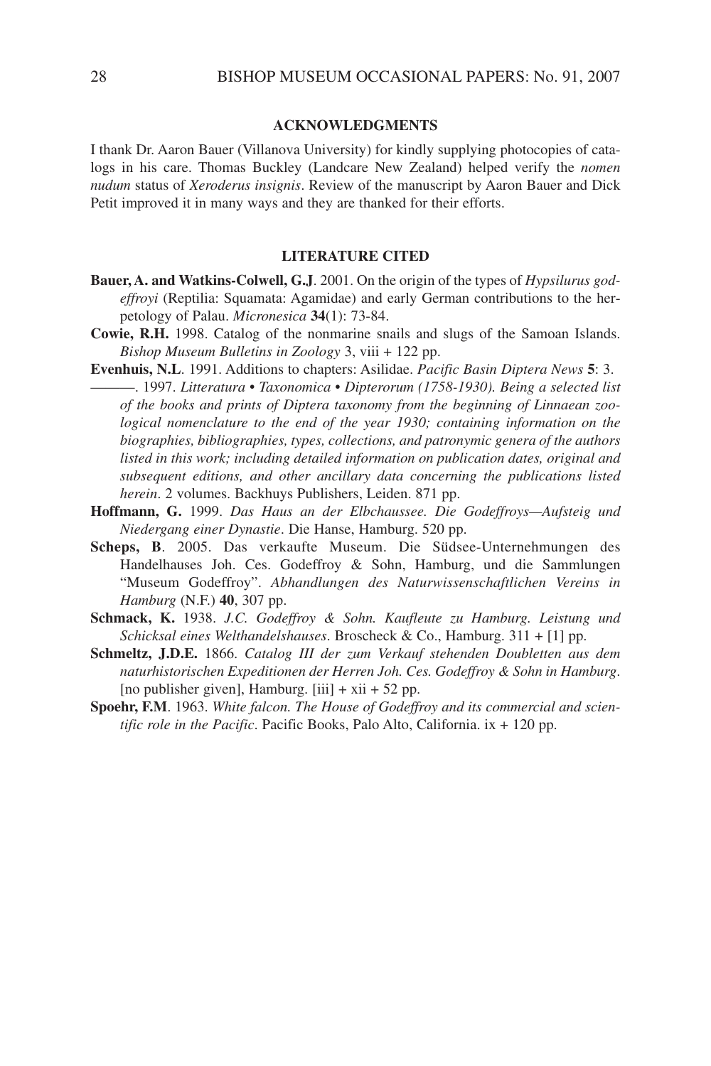## ACKNOWLEDGMENTS

I thank Dr. Aaron Bauer (Villanova University) for kindly supplying photocopies of catalogs in his care. Thomas Buckley (Landcare New Zealand) helped verify the *nomen nudum* status of *Xeroderus insignis*. Review of the manuscript by Aaron Bauer and Dick Petit improved it in many ways and they are thanked for their efforts.

## LITERATURE CITED

**Bauer, A. and Watkins-Colwell, G.J**. 2001. On the origin of the types of *Hypsilurus godeffroyi* (Reptilia: Squamata: Agamidae) and early German contributions to the herpetology of Palau. *Micronesica* **34**(1): 73-84.

**Cowie, R.H.** 1998. Catalog of the nonmarine snails and slugs of the Samoan Islands. *Bishop Museum Bulletins in Zoology* 3, viii + 122 pp.

**Evenhuis, N.L**. 1991. Additions to chapters: Asilidae. *Pacific Basin Diptera News* **5**: 3.

———. 1997. *Litteratura • Taxonomica • Dipterorum (1758-1930). Being a selected list of the books and prints of Diptera taxonomy from the beginning of Linnaean zoological nomenclature to the end of the year 1930; containing information on the biographies, bibliographies, types, collections, and patronymic genera of the authors listed in this work; including detailed information on publication dates, original and subsequent editions, and other ancillary data concerning the publications listed herein*. 2 volumes. Backhuys Publishers, Leiden. 871 pp.

**Hoffmann, G.** 1999. *Das Haus an der Elbchaussee. Die Godeffroys—Aufsteig und Niedergang einer Dynastie*. Die Hanse, Hamburg. 520 pp.

**Scheps, B**. 2005. Das verkaufte Museum. Die Südsee-Unternehmungen des Handelhauses Joh. Ces. Godeffroy & Sohn, Hamburg, und die Sammlungen "Museum Godeffroy". *Abhandlungen des Naturwissenschaftlichen Vereins in Hamburg* (N.F.) **40**, 307 pp.

**Schmack, K.** 1938. *J.C. Godeffroy & Sohn. Kaufleute zu Hamburg. Leistung und Schicksal eines Welthandelshauses*. Broscheck & Co., Hamburg. 311 + [1] pp.

**Schmeltz, J.D.E.** 1866. *Catalog III der zum Verkauf stehenden Doubletten aus dem naturhistorischen Expeditionen der Herren Joh. Ces. Godeffroy & Sohn in Hamburg*. [no publisher given], Hamburg. [iii] + xii + 52 pp.

**Spoehr, F.M**. 1963. *White falcon. The House of Godeffroy and its commercial and scientific role in the Pacific*. Pacific Books, Palo Alto, California. ix + 120 pp.